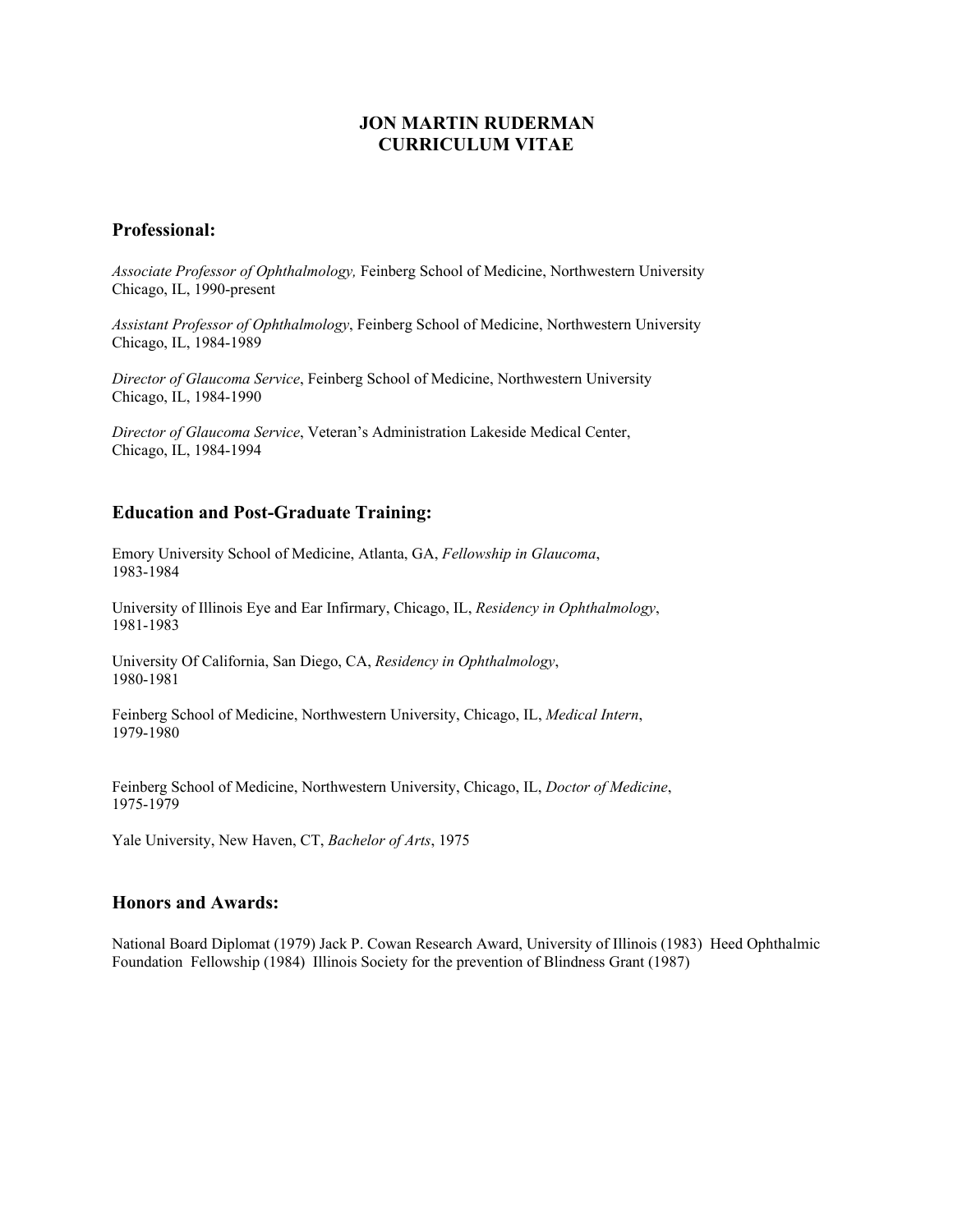# JON MARTIN RUDERMAN
# CURRICULUM VITAE

## Professional:

*Associate Professor of Ophthalmology,* Feinberg School of Medicine, Northwestern University
Chicago, IL, 1990-present

*Assistant Professor of Ophthalmology*, Feinberg School of Medicine, Northwestern University
Chicago, IL, 1984-1989

*Director of Glaucoma Service*, Feinberg School of Medicine, Northwestern University
Chicago, IL, 1984-1990

*Director of Glaucoma Service*, Veteran's Administration Lakeside Medical Center,
Chicago, IL, 1984-1994

## Education and Post-Graduate Training:

Emory University School of Medicine, Atlanta, GA, *Fellowship in Glaucoma*,
1983-1984

University of Illinois Eye and Ear Infirmary, Chicago, IL, *Residency in Ophthalmology*,
1981-1983

University Of California, San Diego, CA, *Residency in Ophthalmology*,
1980-1981

Feinberg School of Medicine, Northwestern University, Chicago, IL, *Medical Intern*,
1979-1980

Feinberg School of Medicine, Northwestern University, Chicago, IL, *Doctor of Medicine*,
1975-1979

Yale University, New Haven, CT, *Bachelor of Arts*, 1975

## Honors and Awards:

National Board Diplomat (1979) Jack P. Cowan Research Award, University of Illinois (1983) Heed Ophthalmic Foundation Fellowship (1984) Illinois Society for the prevention of Blindness Grant (1987)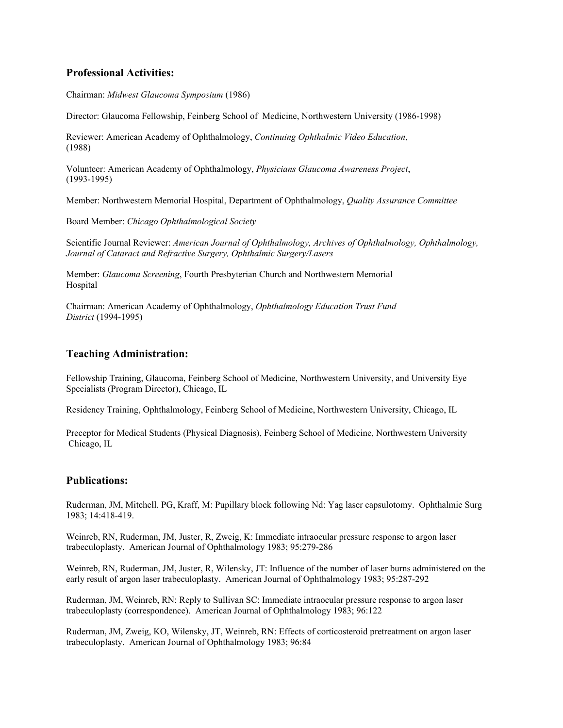## Professional Activities:

Chairman: *Midwest Glaucoma Symposium* (1986)

Director: Glaucoma Fellowship, Feinberg School of Medicine, Northwestern University (1986-1998)

Reviewer: American Academy of Ophthalmology, *Continuing Ophthalmic Video Education*, (1988)

Volunteer: American Academy of Ophthalmology, *Physicians Glaucoma Awareness Project*, (1993-1995)

Member: Northwestern Memorial Hospital, Department of Ophthalmology, *Quality Assurance Committee*

Board Member: *Chicago Ophthalmological Society*

Scientific Journal Reviewer: *American Journal of Ophthalmology, Archives of Ophthalmology, Ophthalmology, Journal of Cataract and Refractive Surgery, Ophthalmic Surgery/Lasers*

Member: *Glaucoma Screening*, Fourth Presbyterian Church and Northwestern Memorial Hospital

Chairman: American Academy of Ophthalmology, *Ophthalmology Education Trust Fund District* (1994-1995)

## Teaching Administration:

Fellowship Training, Glaucoma, Feinberg School of Medicine, Northwestern University, and University Eye Specialists (Program Director), Chicago, IL

Residency Training, Ophthalmology, Feinberg School of Medicine, Northwestern University, Chicago, IL

Preceptor for Medical Students (Physical Diagnosis), Feinberg School of Medicine, Northwestern University Chicago, IL

## Publications:

Ruderman, JM, Mitchell. PG, Kraff, M: Pupillary block following Nd: Yag laser capsulotomy. Ophthalmic Surg 1983; 14:418-419.

Weinreb, RN, Ruderman, JM, Juster, R, Zweig, K: Immediate intraocular pressure response to argon laser trabeculoplasty. American Journal of Ophthalmology 1983; 95:279-286

Weinreb, RN, Ruderman, JM, Juster, R, Wilensky, JT: Influence of the number of laser burns administered on the early result of argon laser trabeculoplasty. American Journal of Ophthalmology 1983; 95:287-292

Ruderman, JM, Weinreb, RN: Reply to Sullivan SC: Immediate intraocular pressure response to argon laser trabeculoplasty (correspondence). American Journal of Ophthalmology 1983; 96:122

Ruderman, JM, Zweig, KO, Wilensky, JT, Weinreb, RN: Effects of corticosteroid pretreatment on argon laser trabeculoplasty. American Journal of Ophthalmology 1983; 96:84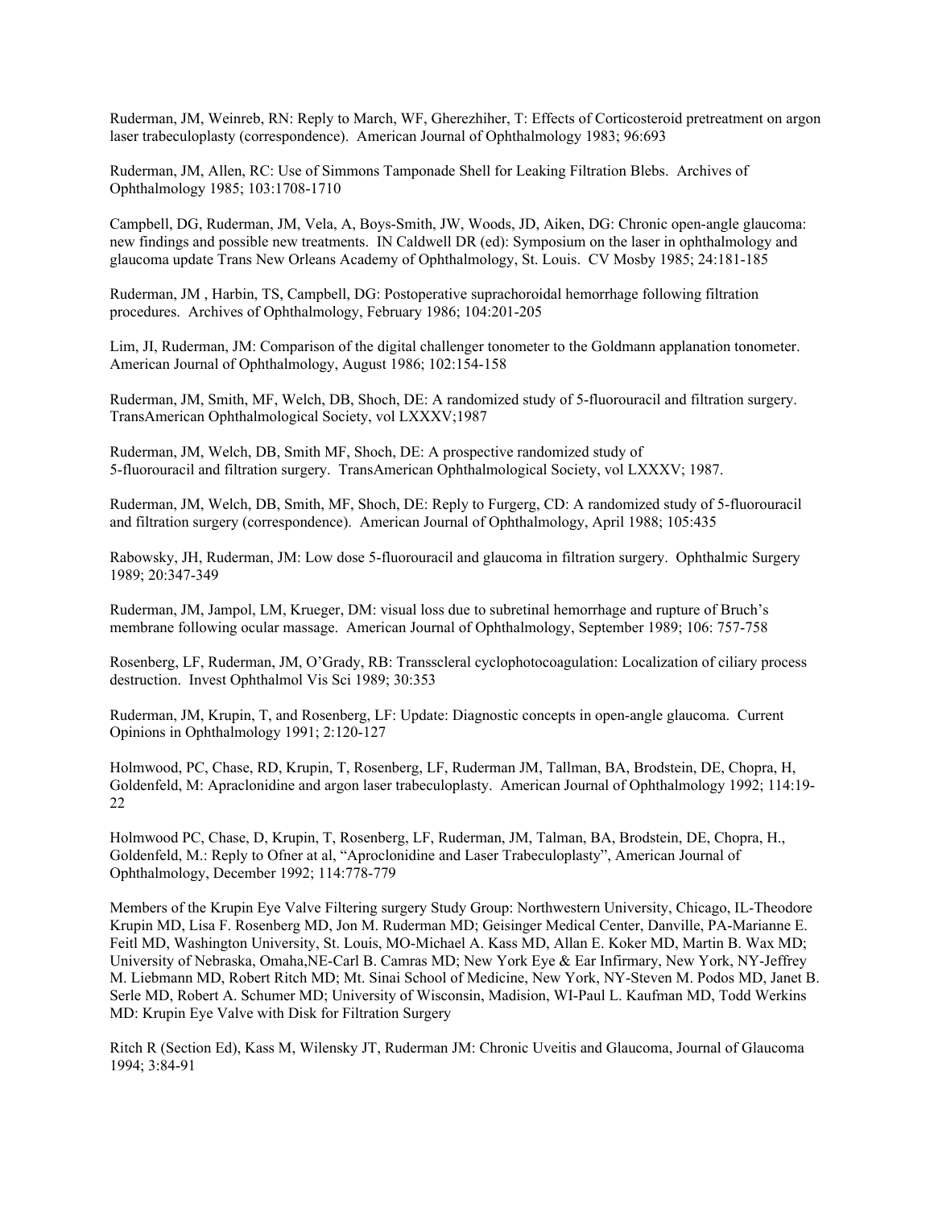Ruderman, JM, Weinreb, RN: Reply to March, WF, Gherezhiher, T: Effects of Corticosteroid pretreatment on argon laser trabeculoplasty (correspondence). American Journal of Ophthalmology 1983; 96:693

Ruderman, JM, Allen, RC: Use of Simmons Tamponade Shell for Leaking Filtration Blebs. Archives of Ophthalmology 1985; 103:1708-1710

Campbell, DG, Ruderman, JM, Vela, A, Boys-Smith, JW, Woods, JD, Aiken, DG: Chronic open-angle glaucoma: new findings and possible new treatments. IN Caldwell DR (ed): Symposium on the laser in ophthalmology and glaucoma update Trans New Orleans Academy of Ophthalmology, St. Louis. CV Mosby 1985; 24:181-185

Ruderman, JM , Harbin, TS, Campbell, DG: Postoperative suprachoroidal hemorrhage following filtration procedures. Archives of Ophthalmology, February 1986; 104:201-205

Lim, JI, Ruderman, JM: Comparison of the digital challenger tonometer to the Goldmann applanation tonometer. American Journal of Ophthalmology, August 1986; 102:154-158

Ruderman, JM, Smith, MF, Welch, DB, Shoch, DE: A randomized study of 5-fluorouracil and filtration surgery. TransAmerican Ophthalmological Society, vol LXXXV;1987

Ruderman, JM, Welch, DB, Smith MF, Shoch, DE: A prospective randomized study of 5-fluorouracil and filtration surgery. TransAmerican Ophthalmological Society, vol LXXXV; 1987.

Ruderman, JM, Welch, DB, Smith, MF, Shoch, DE: Reply to Furgerg, CD: A randomized study of 5-fluorouracil and filtration surgery (correspondence). American Journal of Ophthalmology, April 1988; 105:435

Rabowsky, JH, Ruderman, JM: Low dose 5-fluorouracil and glaucoma in filtration surgery. Ophthalmic Surgery 1989; 20:347-349

Ruderman, JM, Jampol, LM, Krueger, DM: visual loss due to subretinal hemorrhage and rupture of Bruch's membrane following ocular massage. American Journal of Ophthalmology, September 1989; 106: 757-758

Rosenberg, LF, Ruderman, JM, O'Grady, RB: Transscleral cyclophotocoagulation: Localization of ciliary process destruction. Invest Ophthalmol Vis Sci 1989; 30:353

Ruderman, JM, Krupin, T, and Rosenberg, LF: Update: Diagnostic concepts in open-angle glaucoma. Current Opinions in Ophthalmology 1991; 2:120-127

Holmwood, PC, Chase, RD, Krupin, T, Rosenberg, LF, Ruderman JM, Tallman, BA, Brodstein, DE, Chopra, H, Goldenfeld, M: Apraclonidine and argon laser trabeculoplasty. American Journal of Ophthalmology 1992; 114:19-22

Holmwood PC, Chase, D, Krupin, T, Rosenberg, LF, Ruderman, JM, Talman, BA, Brodstein, DE, Chopra, H., Goldenfeld, M.: Reply to Ofner at al, "Aproclonidine and Laser Trabeculoplasty", American Journal of Ophthalmology, December 1992; 114:778-779

Members of the Krupin Eye Valve Filtering surgery Study Group: Northwestern University, Chicago, IL-Theodore Krupin MD, Lisa F. Rosenberg MD, Jon M. Ruderman MD; Geisinger Medical Center, Danville, PA-Marianne E. Feitl MD, Washington University, St. Louis, MO-Michael A. Kass MD, Allan E. Koker MD, Martin B. Wax MD; University of Nebraska, Omaha,NE-Carl B. Camras MD; New York Eye & Ear Infirmary, New York, NY-Jeffrey M. Liebmann MD, Robert Ritch MD; Mt. Sinai School of Medicine, New York, NY-Steven M. Podos MD, Janet B. Serle MD, Robert A. Schumer MD; University of Wisconsin, Madision, WI-Paul L. Kaufman MD, Todd Werkins MD: Krupin Eye Valve with Disk for Filtration Surgery

Ritch R (Section Ed), Kass M, Wilensky JT, Ruderman JM: Chronic Uveitis and Glaucoma, Journal of Glaucoma 1994; 3:84-91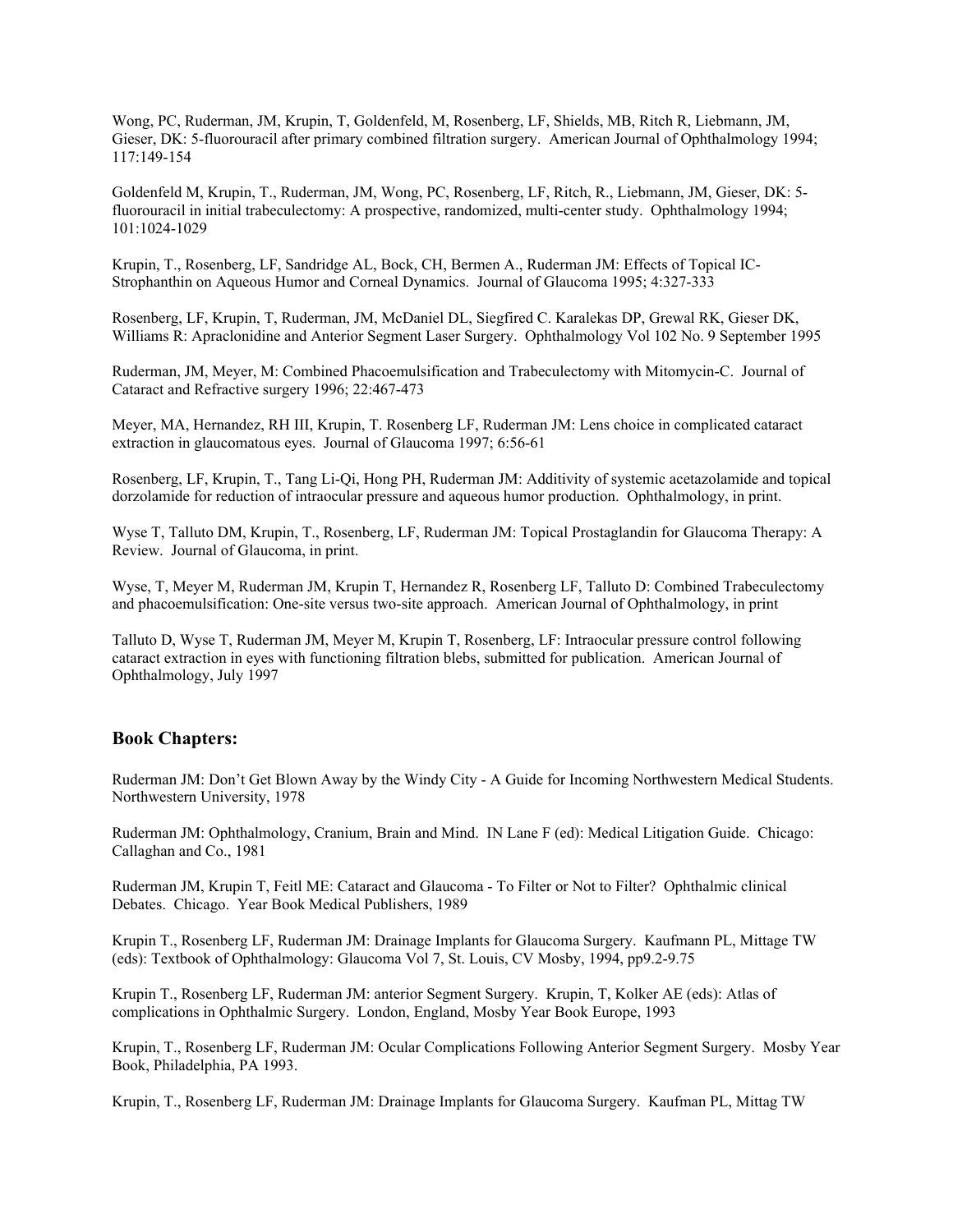Wong, PC, Ruderman, JM, Krupin, T, Goldenfeld, M, Rosenberg, LF, Shields, MB, Ritch R, Liebmann, JM, Gieser, DK: 5-fluorouracil after primary combined filtration surgery. American Journal of Ophthalmology 1994; 117:149-154

Goldenfeld M, Krupin, T., Ruderman, JM, Wong, PC, Rosenberg, LF, Ritch, R., Liebmann, JM, Gieser, DK: 5-fluorouracil in initial trabeculectomy: A prospective, randomized, multi-center study. Ophthalmology 1994; 101:1024-1029

Krupin, T., Rosenberg, LF, Sandridge AL, Bock, CH, Bermen A., Ruderman JM: Effects of Topical IC-Strophanthin on Aqueous Humor and Corneal Dynamics. Journal of Glaucoma 1995; 4:327-333

Rosenberg, LF, Krupin, T, Ruderman, JM, McDaniel DL, Siegfired C. Karalekas DP, Grewal RK, Gieser DK, Williams R: Apraclonidine and Anterior Segment Laser Surgery. Ophthalmology Vol 102 No. 9 September 1995

Ruderman, JM, Meyer, M: Combined Phacoemulsification and Trabeculectomy with Mitomycin-C. Journal of Cataract and Refractive surgery 1996; 22:467-473

Meyer, MA, Hernandez, RH III, Krupin, T. Rosenberg LF, Ruderman JM: Lens choice in complicated cataract extraction in glaucomatous eyes. Journal of Glaucoma 1997; 6:56-61

Rosenberg, LF, Krupin, T., Tang Li-Qi, Hong PH, Ruderman JM: Additivity of systemic acetazolamide and topical dorzolamide for reduction of intraocular pressure and aqueous humor production. Ophthalmology, in print.

Wyse T, Talluto DM, Krupin, T., Rosenberg, LF, Ruderman JM: Topical Prostaglandin for Glaucoma Therapy: A Review. Journal of Glaucoma, in print.

Wyse, T, Meyer M, Ruderman JM, Krupin T, Hernandez R, Rosenberg LF, Talluto D: Combined Trabeculectomy and phacoemulsification: One-site versus two-site approach. American Journal of Ophthalmology, in print

Talluto D, Wyse T, Ruderman JM, Meyer M, Krupin T, Rosenberg, LF: Intraocular pressure control following cataract extraction in eyes with functioning filtration blebs, submitted for publication. American Journal of Ophthalmology, July 1997

### Book Chapters:

Ruderman JM: Don't Get Blown Away by the Windy City - A Guide for Incoming Northwestern Medical Students. Northwestern University, 1978

Ruderman JM: Ophthalmology, Cranium, Brain and Mind. IN Lane F (ed): Medical Litigation Guide. Chicago: Callaghan and Co., 1981

Ruderman JM, Krupin T, Feitl ME: Cataract and Glaucoma - To Filter or Not to Filter? Ophthalmic clinical Debates. Chicago. Year Book Medical Publishers, 1989

Krupin T., Rosenberg LF, Ruderman JM: Drainage Implants for Glaucoma Surgery. Kaufmann PL, Mittage TW (eds): Textbook of Ophthalmology: Glaucoma Vol 7, St. Louis, CV Mosby, 1994, pp9.2-9.75

Krupin T., Rosenberg LF, Ruderman JM: anterior Segment Surgery. Krupin, T, Kolker AE (eds): Atlas of complications in Ophthalmic Surgery. London, England, Mosby Year Book Europe, 1993

Krupin, T., Rosenberg LF, Ruderman JM: Ocular Complications Following Anterior Segment Surgery. Mosby Year Book, Philadelphia, PA 1993.

Krupin, T., Rosenberg LF, Ruderman JM: Drainage Implants for Glaucoma Surgery. Kaufman PL, Mittag TW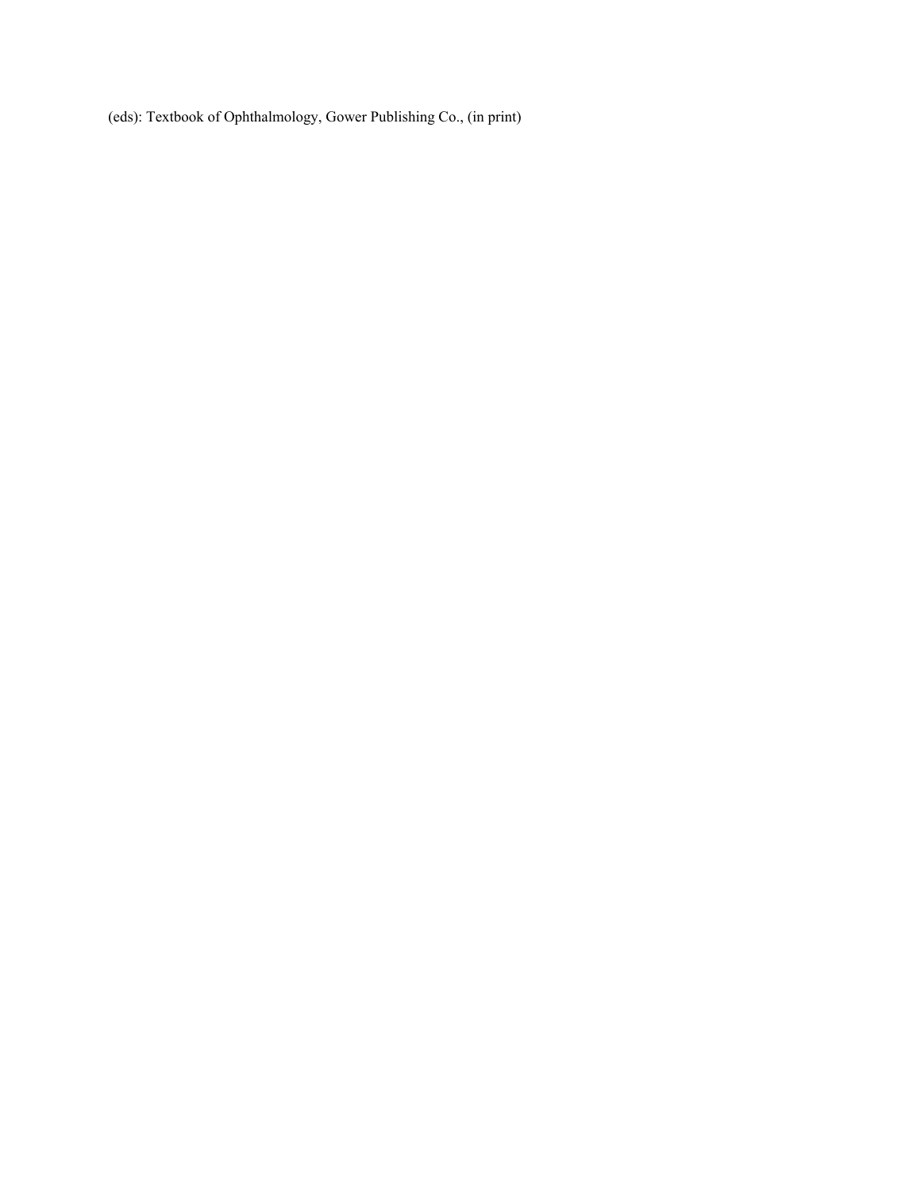(eds): Textbook of Ophthalmology, Gower Publishing Co., (in print)